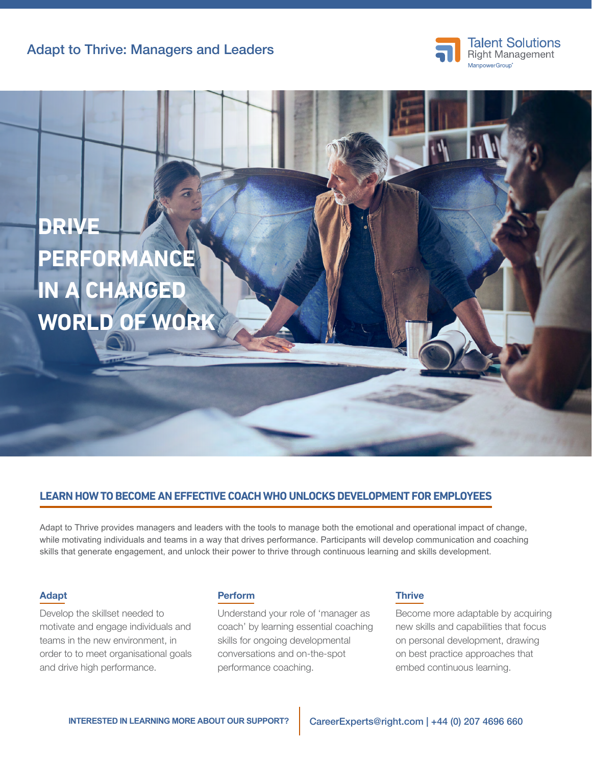Adapt to Thrive: Managers and Leaders

Talent Solutions
Right Management
ManpowerGroup

# DRIVE PERFORMANCE IN A CHANGED WORLD OF WORK

## LEARN HOW TO BECOME AN EFFECTIVE COACH WHO UNLOCKS DEVELOPMENT FOR EMPLOYEES

Adapt to Thrive provides managers and leaders with the tools to manage both the emotional and operational impact of change, while motivating individuals and teams in a way that drives performance. Participants will develop communication and coaching skills that generate engagement, and unlock their power to thrive through continuous learning and skills development.

### Adapt

Develop the skillset needed to motivate and engage individuals and teams in the new environment, in order to to meet organisational goals and drive high performance.

### Perform

Understand your role of 'manager as coach' by learning essential coaching skills for ongoing developmental conversations and on-the-spot performance coaching.

### Thrive

Become more adaptable by acquiring new skills and capabilities that focus on personal development, drawing on best practice approaches that embed continuous learning.

**INTERESTED IN LEARNING MORE ABOUT OUR SUPPORT?** CareerExperts@right.com | +44 (0) 207 4696 660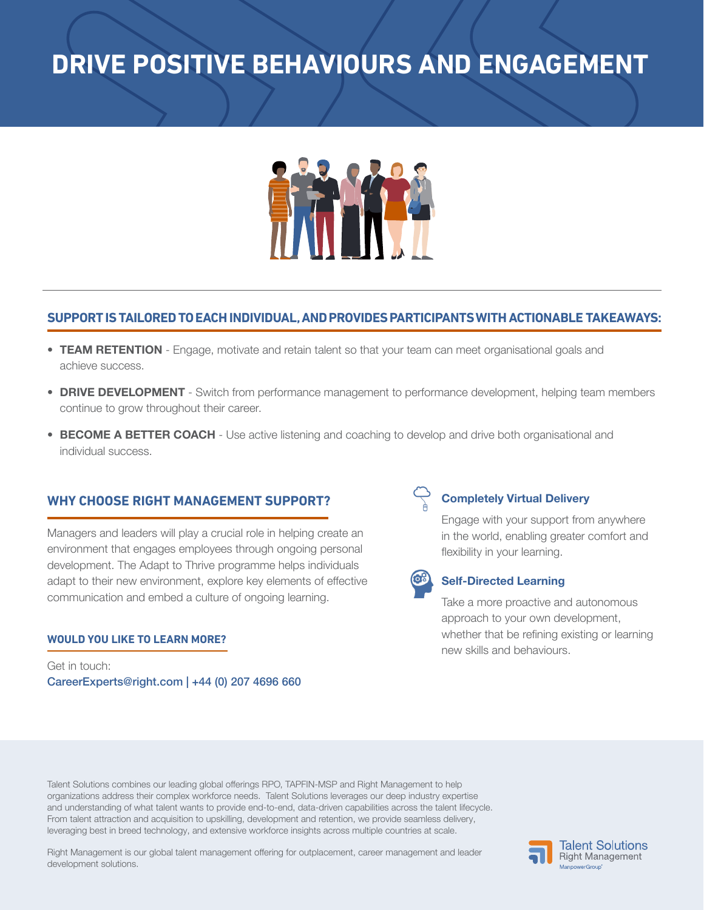# DRIVE POSITIVE BEHAVIOURS AND ENGAGEMENT

## SUPPORT IS TAILORED TO EACH INDIVIDUAL, AND PROVIDES PARTICIPANTS WITH ACTIONABLE TAKEAWAYS:

- **TEAM RETENTION** - Engage, motivate and retain talent so that your team can meet organisational goals and achieve success.
- **DRIVE DEVELOPMENT** - Switch from performance management to performance development, helping team members continue to grow throughout their career.
- **BECOME A BETTER COACH** - Use active listening and coaching to develop and drive both organisational and individual success.

## WHY CHOOSE RIGHT MANAGEMENT SUPPORT?

Managers and leaders will play a crucial role in helping create an environment that engages employees through ongoing personal development. The Adapt to Thrive programme helps individuals adapt to their new environment, explore key elements of effective communication and embed a culture of ongoing learning.

### Completely Virtual Delivery

Engage with your support from anywhere in the world, enabling greater comfort and flexibility in your learning.

### Self-Directed Learning

Take a more proactive and autonomous approach to your own development, whether that be refining existing or learning new skills and behaviours.

### WOULD YOU LIKE TO LEARN MORE?

Get in touch:
CareerExperts@right.com | +44 (0) 207 4696 660

Talent Solutions combines our leading global offerings RPO, TAPFIN-MSP and Right Management to help organizations address their complex workforce needs. Talent Solutions leverages our deep industry expertise and understanding of what talent wants to provide end-to-end, data-driven capabilities across the talent lifecycle. From talent attraction and acquisition to upskilling, development and retention, we provide seamless delivery, leveraging best in breed technology, and extensive workforce insights across multiple countries at scale.

Right Management is our global talent management offering for outplacement, career management and leader development solutions.

Talent Solutions
Right Management
ManpowerGroup